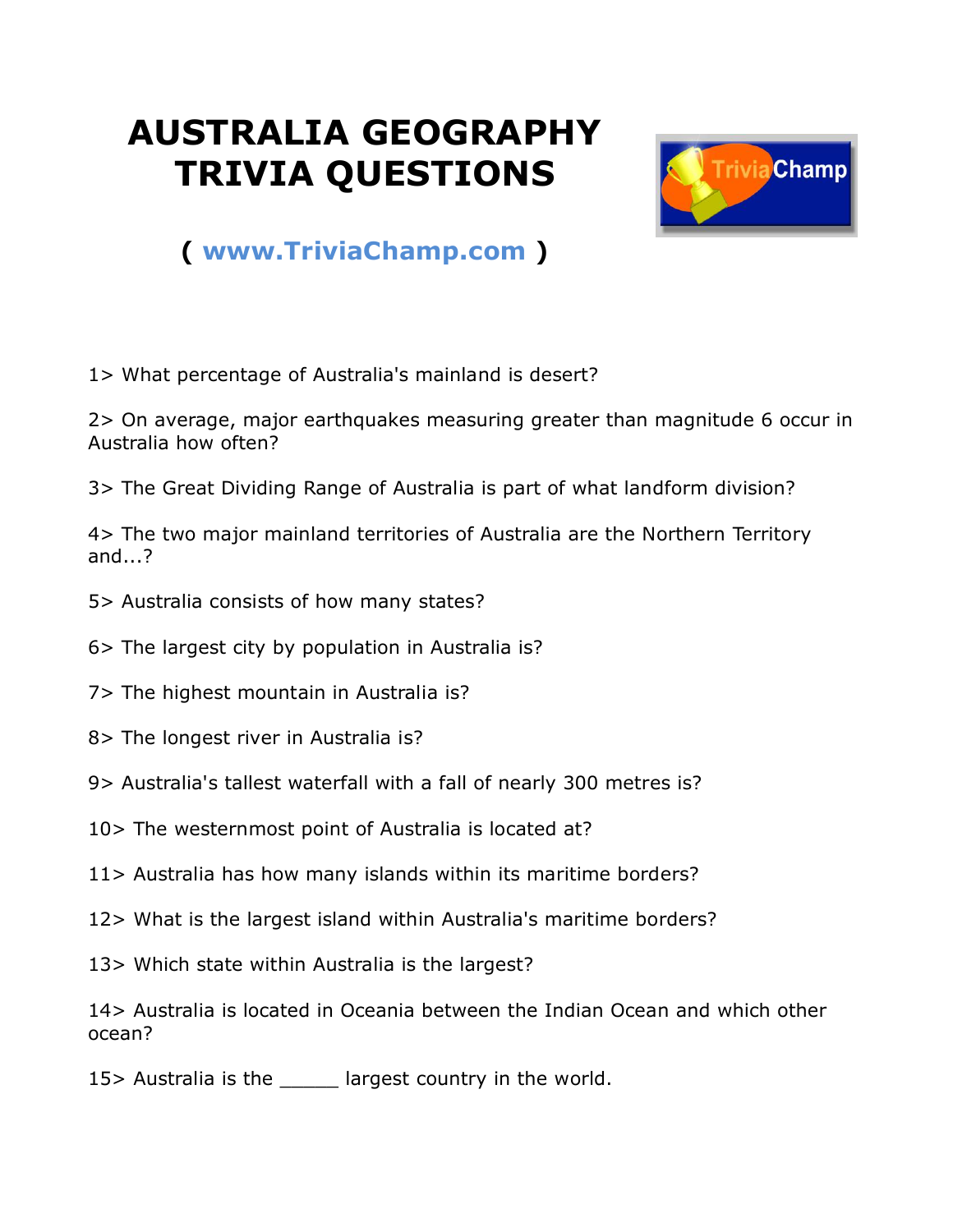# AUSTRALIA GEOGRAPHY TRIVIA QUESTIONS

( www.TriviaChamp.com )

1> What percentage of Australia's mainland is desert?

2> On average, major earthquakes measuring greater than magnitude 6 occur in Australia how often?

3> The Great Dividing Range of Australia is part of what landform division?

4> The two major mainland territories of Australia are the Northern Territory and...?

5> Australia consists of how many states?

6> The largest city by population in Australia is?

7> The highest mountain in Australia is?

8> The longest river in Australia is?

9> Australia's tallest waterfall with a fall of nearly 300 metres is?

10> The westernmost point of Australia is located at?

11> Australia has how many islands within its maritime borders?

12> What is the largest island within Australia's maritime borders?

13> Which state within Australia is the largest?

14> Australia is located in Oceania between the Indian Ocean and which other ocean?

15> Australia is the _____ largest country in the world.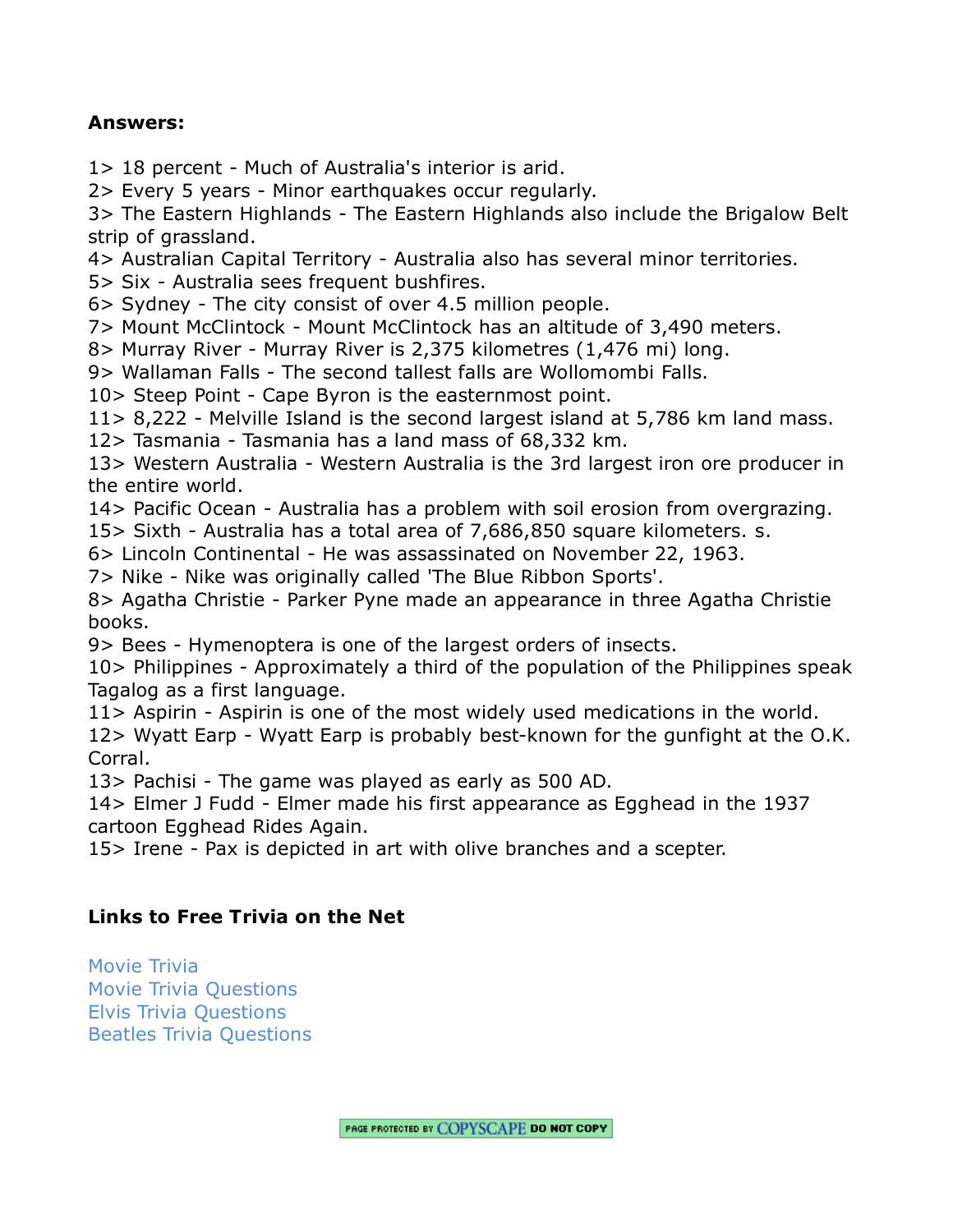**Answers:**

1> 18 percent - Much of Australia's interior is arid.
2> Every 5 years - Minor earthquakes occur regularly.
3> The Eastern Highlands - The Eastern Highlands also include the Brigalow Belt strip of grassland.
4> Australian Capital Territory - Australia also has several minor territories.
5> Six - Australia sees frequent bushfires.
6> Sydney - The city consist of over 4.5 million people.
7> Mount McClintock - Mount McClintock has an altitude of 3,490 meters.
8> Murray River - Murray River is 2,375 kilometres (1,476 mi) long.
9> Wallaman Falls - The second tallest falls are Wollomombi Falls.
10> Steep Point - Cape Byron is the easternmost point.
11> 8,222 - Melville Island is the second largest island at 5,786 km land mass.
12> Tasmania - Tasmania has a land mass of 68,332 km.
13> Western Australia - Western Australia is the 3rd largest iron ore producer in the entire world.
14> Pacific Ocean - Australia has a problem with soil erosion from overgrazing.
15> Sixth - Australia has a total area of 7,686,850 square kilometers. s.
6> Lincoln Continental - He was assassinated on November 22, 1963.
7> Nike - Nike was originally called 'The Blue Ribbon Sports'.
8> Agatha Christie - Parker Pyne made an appearance in three Agatha Christie books.
9> Bees - Hymenoptera is one of the largest orders of insects.
10> Philippines - Approximately a third of the population of the Philippines speak Tagalog as a first language.
11> Aspirin - Aspirin is one of the most widely used medications in the world.
12> Wyatt Earp - Wyatt Earp is probably best-known for the gunfight at the O.K. Corral.
13> Pachisi - The game was played as early as 500 AD.
14> Elmer J Fudd - Elmer made his first appearance as Egghead in the 1937 cartoon Egghead Rides Again.
15> Irene - Pax is depicted in art with olive branches and a scepter.

**Links to Free Trivia on the Net**

Movie Trivia
Movie Trivia Questions
Elvis Trivia Questions
Beatles Trivia Questions

PAGE PROTECTED BY COPYSCAPE DO NOT COPY